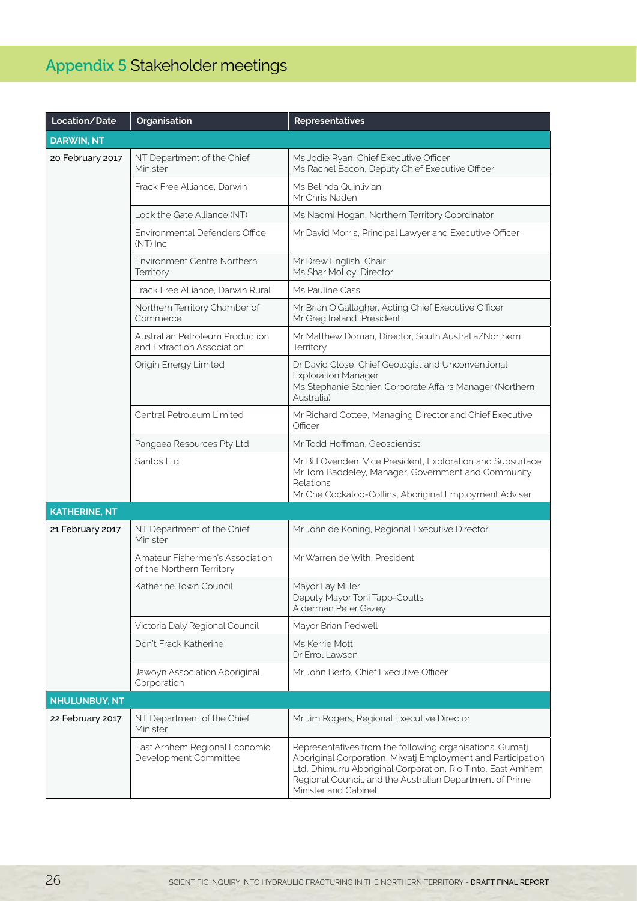# Appendix 5 Stakeholder meetings

| Location/Date | Organisation | Representatives |
|---|---|---|
| **DARWIN, NT** | | |
| 20 February 2017 | NT Department of the Chief Minister | Ms Jodie Ryan, Chief Executive Officer<br>Ms Rachel Bacon, Deputy Chief Executive Officer |
| | Frack Free Alliance, Darwin | Ms Belinda Quinlivian<br>Mr Chris Naden |
| | Lock the Gate Alliance (NT) | Ms Naomi Hogan, Northern Territory Coordinator |
| | Environmental Defenders Office (NT) Inc | Mr David Morris, Principal Lawyer and Executive Officer |
| | Environment Centre Northern Territory | Mr Drew English, Chair<br>Ms Shar Molloy, Director |
| | Frack Free Alliance, Darwin Rural | Ms Pauline Cass |
| | Northern Territory Chamber of Commerce | Mr Brian O'Gallagher, Acting Chief Executive Officer<br>Mr Greg Ireland, President |
| | Australian Petroleum Production and Extraction Association | Mr Matthew Doman, Director, South Australia/Northern Territory |
| | Origin Energy Limited | Dr David Close, Chief Geologist and Unconventional Exploration Manager<br>Ms Stephanie Stonier, Corporate Affairs Manager (Northern Australia) |
| | Central Petroleum Limited | Mr Richard Cottee, Managing Director and Chief Executive Officer |
| | Pangaea Resources Pty Ltd | Mr Todd Hoffman, Geoscientist |
| | Santos Ltd | Mr Bill Ovenden, Vice President, Exploration and Subsurface<br>Mr Tom Baddeley, Manager, Government and Community Relations<br>Mr Che Cockatoo-Collins, Aboriginal Employment Adviser |
| **KATHERINE, NT** | | |
| 21 February 2017 | NT Department of the Chief Minister | Mr John de Koning, Regional Executive Director |
| | Amateur Fishermen's Association of the Northern Territory | Mr Warren de With, President |
| | Katherine Town Council | Mayor Fay Miller<br>Deputy Mayor Toni Tapp-Coutts<br>Alderman Peter Gazey |
| | Victoria Daly Regional Council | Mayor Brian Pedwell |
| | Don't Frack Katherine | Ms Kerrie Mott<br>Dr Errol Lawson |
| | Jawoyn Association Aboriginal Corporation | Mr John Berto, Chief Executive Officer |
| **NHULUNBUY, NT** | | |
| 22 February 2017 | NT Department of the Chief Minister | Mr Jim Rogers, Regional Executive Director |
| | East Arnhem Regional Economic Development Committee | Representatives from the following organisations: Gumatj Aboriginal Corporation, Miwatj Employment and Participation Ltd, Dhimurru Aboriginal Corporation, Rio Tinto, East Arnhem Regional Council, and the Australian Department of Prime Minister and Cabinet |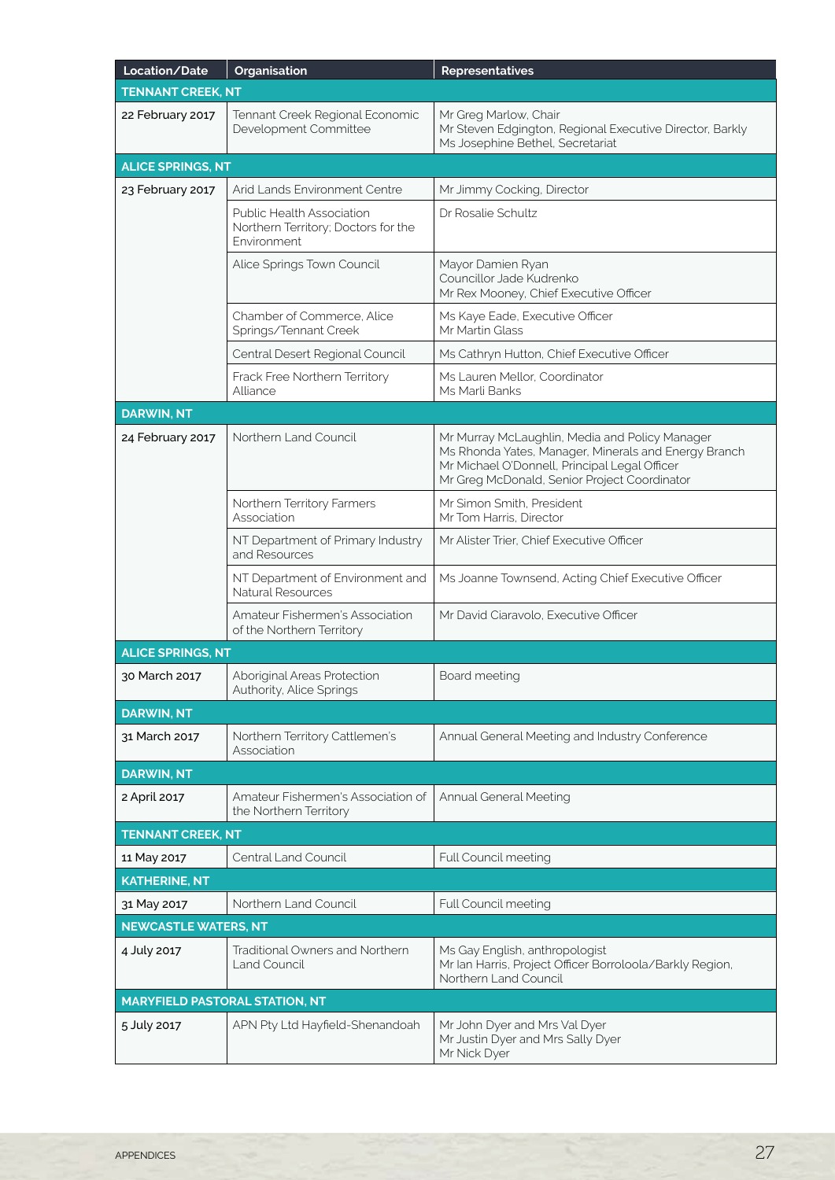| Location/Date | Organisation | Representatives |
|---|---|---|
| **TENNANT CREEK, NT** | | |
| 22 February 2017 | Tennant Creek Regional Economic Development Committee | Mr Greg Marlow, Chair<br>Mr Steven Edgington, Regional Executive Director, Barkly<br>Ms Josephine Bethel, Secretariat |
| **ALICE SPRINGS, NT** | | |
| 23 February 2017 | Arid Lands Environment Centre | Mr Jimmy Cocking, Director |
| | Public Health Association Northern Territory; Doctors for the Environment | Dr Rosalie Schultz |
| | Alice Springs Town Council | Mayor Damien Ryan<br>Councillor Jade Kudrenko<br>Mr Rex Mooney, Chief Executive Officer |
| | Chamber of Commerce, Alice Springs/Tennant Creek | Ms Kaye Eade, Executive Officer<br>Mr Martin Glass |
| | Central Desert Regional Council | Ms Cathryn Hutton, Chief Executive Officer |
| | Frack Free Northern Territory Alliance | Ms Lauren Mellor, Coordinator<br>Ms Marli Banks |
| **DARWIN, NT** | | |
| 24 February 2017 | Northern Land Council | Mr Murray McLaughlin, Media and Policy Manager<br>Ms Rhonda Yates, Manager, Minerals and Energy Branch<br>Mr Michael O'Donnell, Principal Legal Officer<br>Mr Greg McDonald, Senior Project Coordinator |
| | Northern Territory Farmers Association | Mr Simon Smith, President<br>Mr Tom Harris, Director |
| | NT Department of Primary Industry and Resources | Mr Alister Trier, Chief Executive Officer |
| | NT Department of Environment and Natural Resources | Ms Joanne Townsend, Acting Chief Executive Officer |
| | Amateur Fishermen's Association of the Northern Territory | Mr David Ciaravolo, Executive Officer |
| **ALICE SPRINGS, NT** | | |
| 30 March 2017 | Aboriginal Areas Protection Authority, Alice Springs | Board meeting |
| **DARWIN, NT** | | |
| 31 March 2017 | Northern Territory Cattlemen's Association | Annual General Meeting and Industry Conference |
| **DARWIN, NT** | | |
| 2 April 2017 | Amateur Fishermen's Association of the Northern Territory | Annual General Meeting |
| **TENNANT CREEK, NT** | | |
| 11 May 2017 | Central Land Council | Full Council meeting |
| **KATHERINE, NT** | | |
| 31 May 2017 | Northern Land Council | Full Council meeting |
| **NEWCASTLE WATERS, NT** | | |
| 4 July 2017 | Traditional Owners and Northern Land Council | Ms Gay English, anthropologist<br>Mr Ian Harris, Project Officer Borroloola/Barkly Region, Northern Land Council |
| **MARYFIELD PASTORAL STATION, NT** | | |
| 5 July 2017 | APN Pty Ltd Hayfield-Shenandoah | Mr John Dyer and Mrs Val Dyer<br>Mr Justin Dyer and Mrs Sally Dyer<br>Mr Nick Dyer |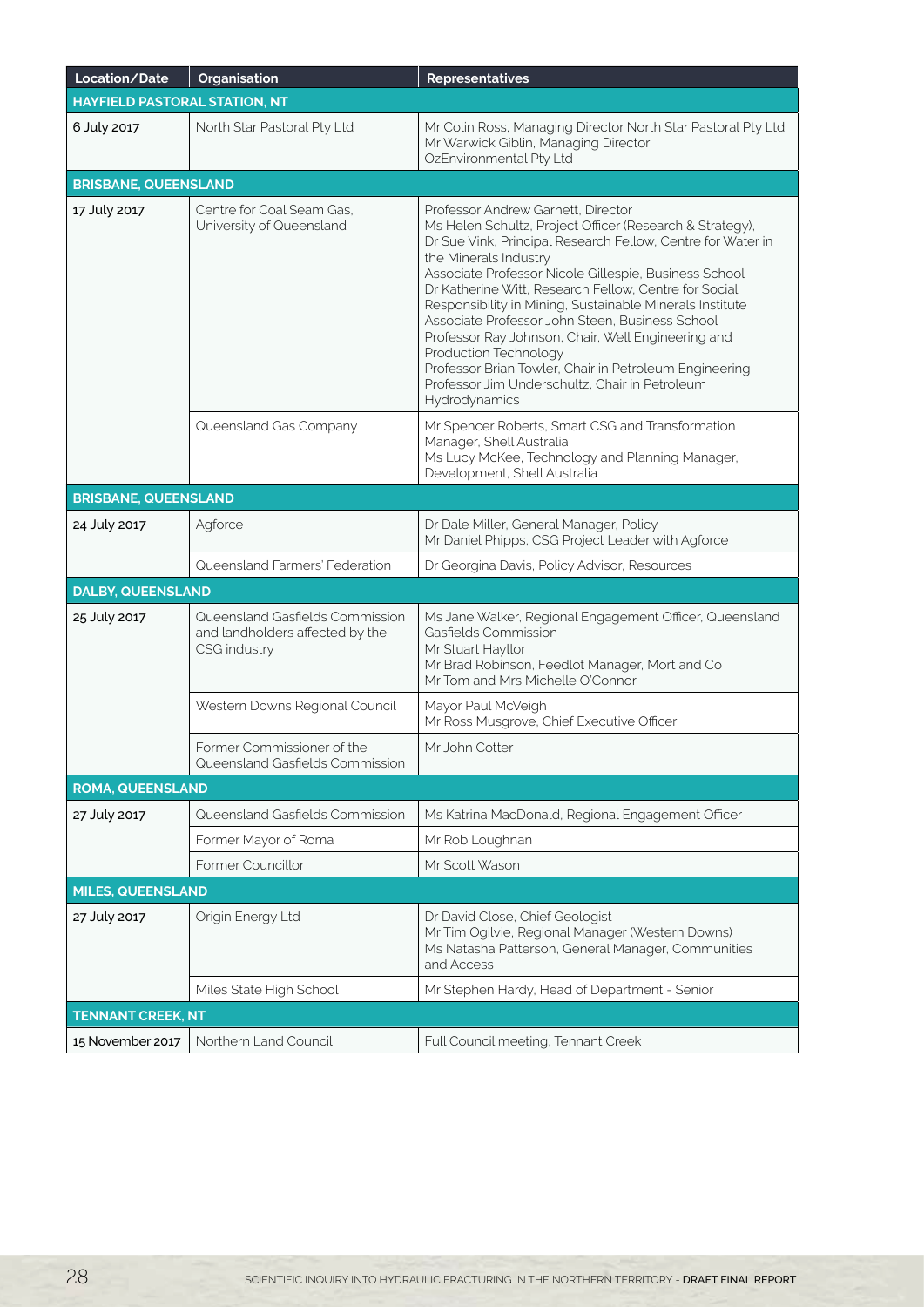| Location/Date | Organisation | Representatives |
|---|---|---|
| **HAYFIELD PASTORAL STATION, NT** | | |
| 6 July 2017 | North Star Pastoral Pty Ltd | Mr Colin Ross, Managing Director North Star Pastoral Pty Ltd<br>Mr Warwick Giblin, Managing Director, OzEnvironmental Pty Ltd |
| **BRISBANE, QUEENSLAND** | | |
| 17 July 2017 | Centre for Coal Seam Gas, University of Queensland | Professor Andrew Garnett, Director<br>Ms Helen Schultz, Project Officer (Research & Strategy),<br>Dr Sue Vink, Principal Research Fellow, Centre for Water in the Minerals Industry<br>Associate Professor Nicole Gillespie, Business School<br>Dr Katherine Witt, Research Fellow, Centre for Social Responsibility in Mining, Sustainable Minerals Institute<br>Associate Professor John Steen, Business School<br>Professor Ray Johnson, Chair, Well Engineering and Production Technology<br>Professor Brian Towler, Chair in Petroleum Engineering<br>Professor Jim Underschultz, Chair in Petroleum Hydrodynamics |
| | Queensland Gas Company | Mr Spencer Roberts, Smart CSG and Transformation Manager, Shell Australia<br>Ms Lucy McKee, Technology and Planning Manager, Development, Shell Australia |
| **BRISBANE, QUEENSLAND** | | |
| 24 July 2017 | Agforce | Dr Dale Miller, General Manager, Policy<br>Mr Daniel Phipps, CSG Project Leader with Agforce |
| | Queensland Farmers' Federation | Dr Georgina Davis, Policy Advisor, Resources |
| **DALBY, QUEENSLAND** | | |
| 25 July 2017 | Queensland Gasfields Commission and landholders affected by the CSG industry | Ms Jane Walker, Regional Engagement Officer, Queensland Gasfields Commission<br>Mr Stuart Hayllor<br>Mr Brad Robinson, Feedlot Manager, Mort and Co<br>Mr Tom and Mrs Michelle O'Connor |
| | Western Downs Regional Council | Mayor Paul McVeigh<br>Mr Ross Musgrove, Chief Executive Officer |
| | Former Commissioner of the Queensland Gasfields Commission | Mr John Cotter |
| **ROMA, QUEENSLAND** | | |
| 27 July 2017 | Queensland Gasfields Commission | Ms Katrina MacDonald, Regional Engagement Officer |
| | Former Mayor of Roma | Mr Rob Loughnan |
| | Former Councillor | Mr Scott Wason |
| **MILES, QUEENSLAND** | | |
| 27 July 2017 | Origin Energy Ltd | Dr David Close, Chief Geologist<br>Mr Tim Ogilvie, Regional Manager (Western Downs)<br>Ms Natasha Patterson, General Manager, Communities and Access |
| | Miles State High School | Mr Stephen Hardy, Head of Department - Senior |
| **TENNANT CREEK, NT** | | |
| 15 November 2017 | Northern Land Council | Full Council meeting, Tennant Creek |